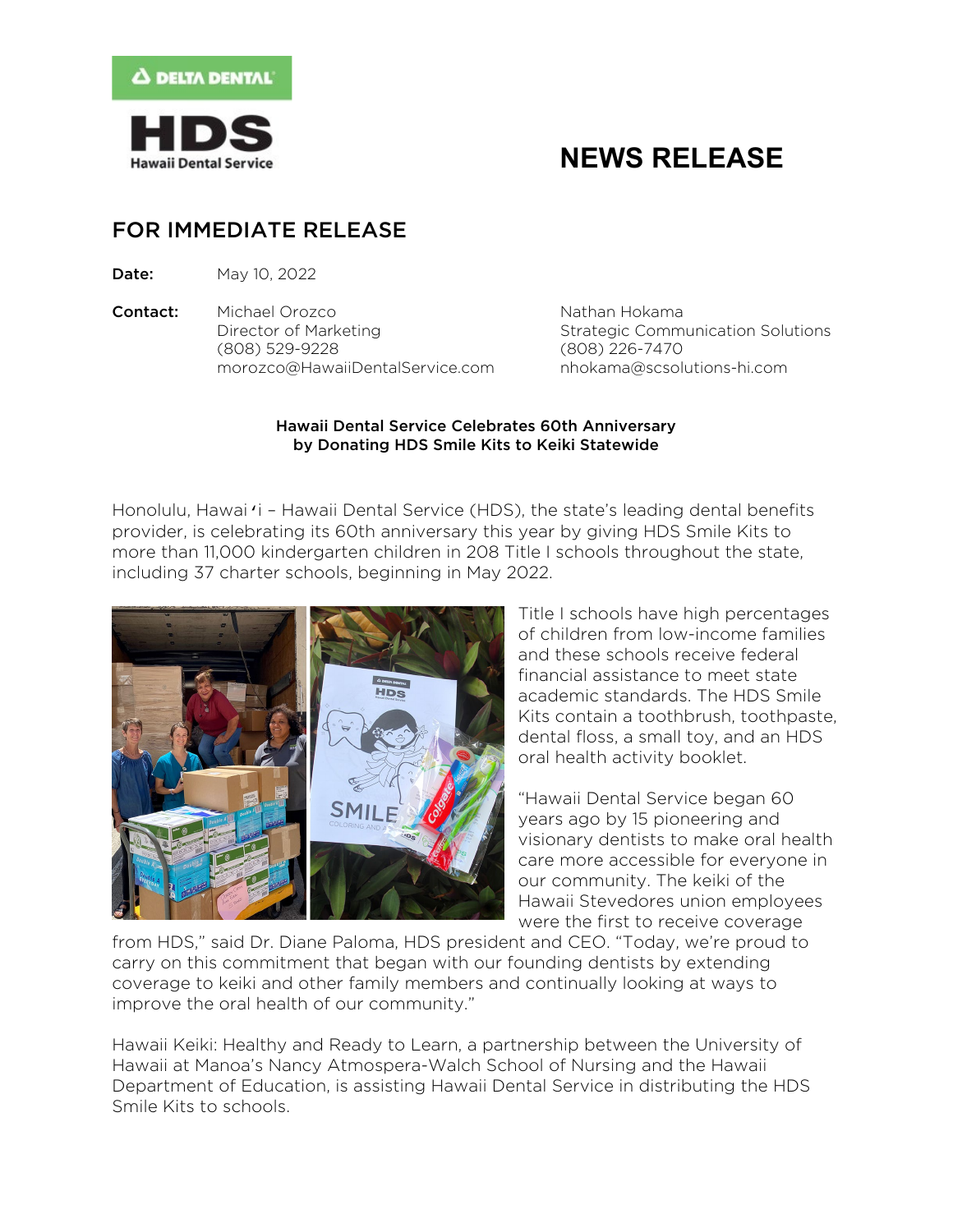DELTA DENTAL

HDS
Hawaii Dental Service

# NEWS RELEASE

## FOR IMMEDIATE RELEASE

**Date:** May 10, 2022

**Contact:**

Michael Orozco
Director of Marketing
(808) 529-9228
morozco@HawaiiDentalService.com

Nathan Hokama
Strategic Communication Solutions
(808) 226-7470
nhokama@scsolutions-hi.com

**Hawaii Dental Service Celebrates 60th Anniversary by Donating HDS Smile Kits to Keiki Statewide**

Honolulu, Hawaiʻi – Hawaii Dental Service (HDS), the state's leading dental benefits provider, is celebrating its 60th anniversary this year by giving HDS Smile Kits to more than 11,000 kindergarten children in 208 Title I schools throughout the state, including 37 charter schools, beginning in May 2022.

Title I schools have high percentages of children from low-income families and these schools receive federal financial assistance to meet state academic standards. The HDS Smile Kits contain a toothbrush, toothpaste, dental floss, a small toy, and an HDS oral health activity booklet.

"Hawaii Dental Service began 60 years ago by 15 pioneering and visionary dentists to make oral health care more accessible for everyone in our community. The keiki of the Hawaii Stevedores union employees were the first to receive coverage from HDS," said Dr. Diane Paloma, HDS president and CEO. "Today, we're proud to carry on this commitment that began with our founding dentists by extending coverage to keiki and other family members and continually looking at ways to improve the oral health of our community."

Hawaii Keiki: Healthy and Ready to Learn, a partnership between the University of Hawaii at Manoa's Nancy Atmospera-Walch School of Nursing and the Hawaii Department of Education, is assisting Hawaii Dental Service in distributing the HDS Smile Kits to schools.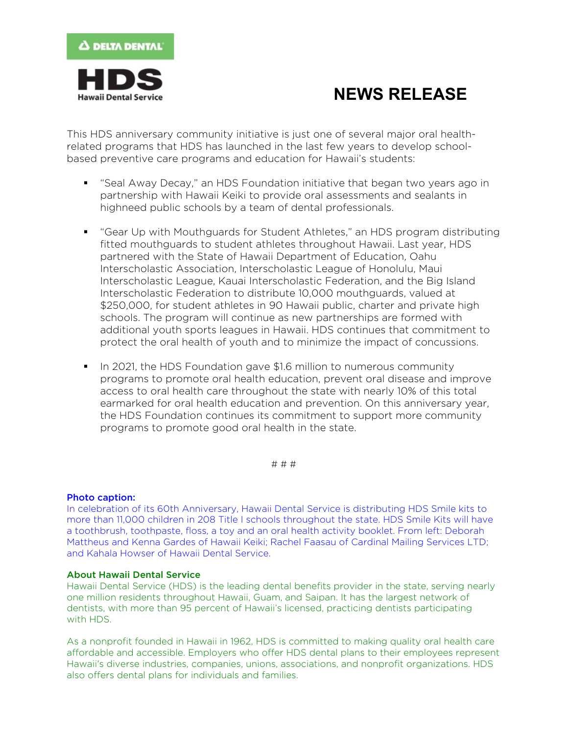# NEWS RELEASE

This HDS anniversary community initiative is just one of several major oral health-related programs that HDS has launched in the last few years to develop school-based preventive care programs and education for Hawaii's students:

- "Seal Away Decay," an HDS Foundation initiative that began two years ago in partnership with Hawaii Keiki to provide oral assessments and sealants in highneed public schools by a team of dental professionals.
- "Gear Up with Mouthguards for Student Athletes," an HDS program distributing fitted mouthguards to student athletes throughout Hawaii. Last year, HDS partnered with the State of Hawaii Department of Education, Oahu Interscholastic Association, Interscholastic League of Honolulu, Maui Interscholastic League, Kauai Interscholastic Federation, and the Big Island Interscholastic Federation to distribute 10,000 mouthguards, valued at $250,000, for student athletes in 90 Hawaii public, charter and private high schools. The program will continue as new partnerships are formed with additional youth sports leagues in Hawaii. HDS continues that commitment to protect the oral health of youth and to minimize the impact of concussions.
- In 2021, the HDS Foundation gave $1.6 million to numerous community programs to promote oral health education, prevent oral disease and improve access to oral health care throughout the state with nearly 10% of this total earmarked for oral health education and prevention. On this anniversary year, the HDS Foundation continues its commitment to support more community programs to promote good oral health in the state.

# # #

**Photo caption:**
In celebration of its 60th Anniversary, Hawaii Dental Service is distributing HDS Smile kits to more than 11,000 children in 208 Title I schools throughout the state. HDS Smile Kits will have a toothbrush, toothpaste, floss, a toy and an oral health activity booklet. From left: Deborah Mattheus and Kenna Gardes of Hawaii Keiki; Rachel Faasau of Cardinal Mailing Services LTD; and Kahala Howser of Hawaii Dental Service.

**About Hawaii Dental Service**
Hawaii Dental Service (HDS) is the leading dental benefits provider in the state, serving nearly one million residents throughout Hawaii, Guam, and Saipan. It has the largest network of dentists, with more than 95 percent of Hawaii's licensed, practicing dentists participating with HDS.

As a nonprofit founded in Hawaii in 1962, HDS is committed to making quality oral health care affordable and accessible. Employers who offer HDS dental plans to their employees represent Hawaii's diverse industries, companies, unions, associations, and nonprofit organizations. HDS also offers dental plans for individuals and families.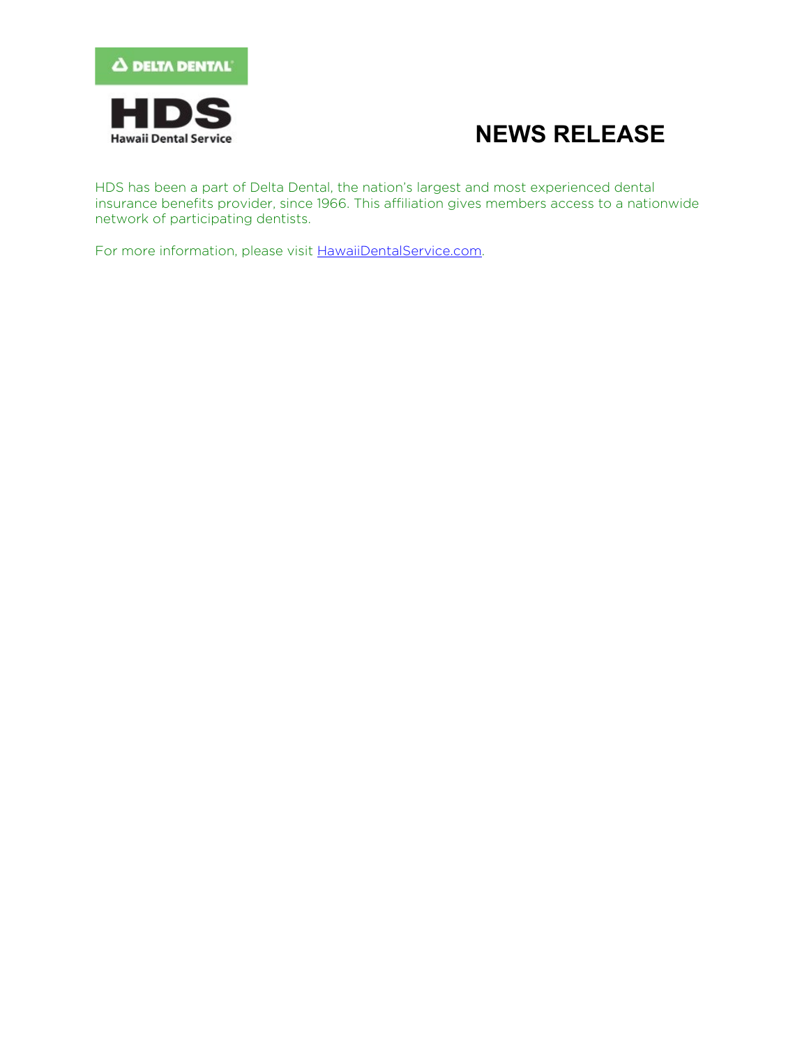DELTA DENTAL

HDS

Hawaii Dental Service

# NEWS RELEASE

HDS has been a part of Delta Dental, the nation's largest and most experienced dental insurance benefits provider, since 1966. This affiliation gives members access to a nationwide network of participating dentists.

For more information, please visit [HawaiiDentalService.com](https://HawaiiDentalService.com).